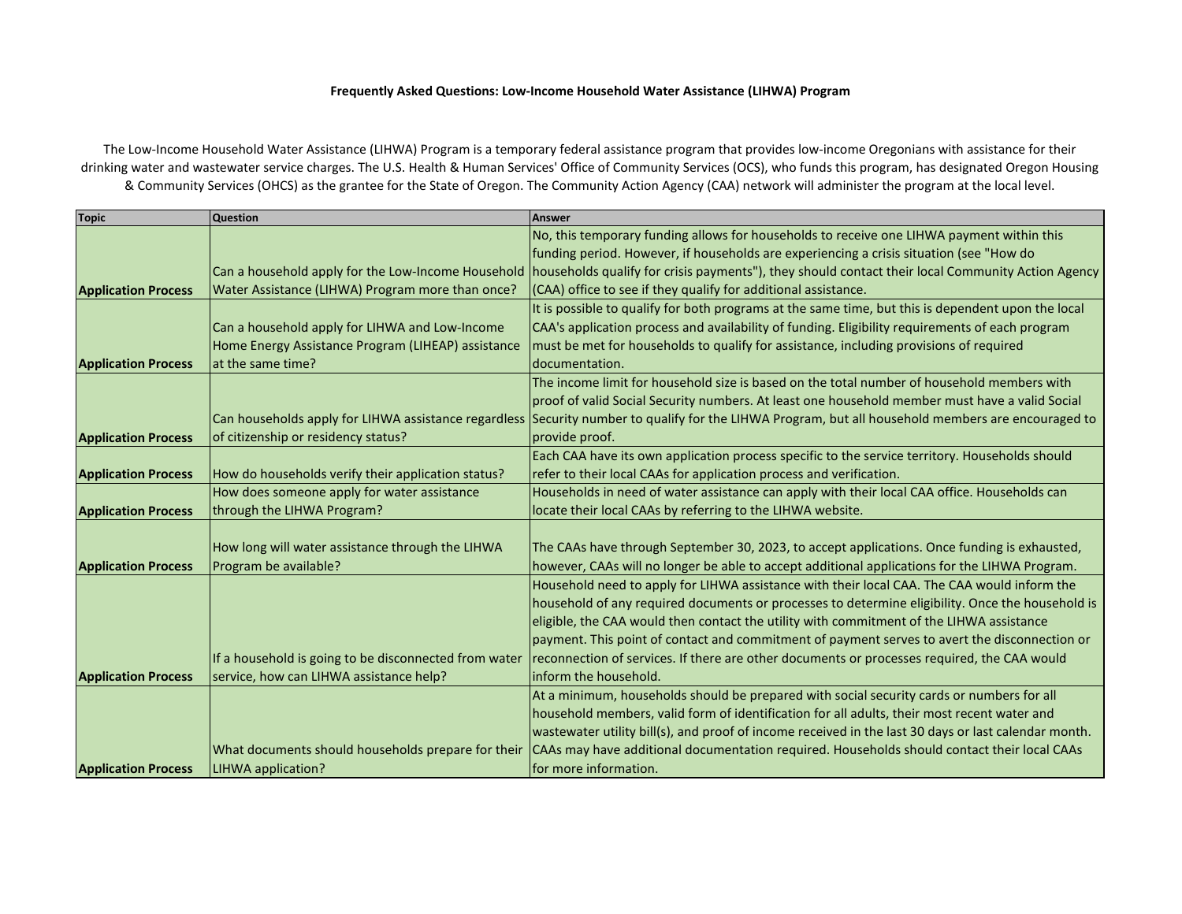# Frequently Asked Questions: Low-Income Household Water Assistance (LIHWA) Program

The Low-Income Household Water Assistance (LIHWA) Program is a temporary federal assistance program that provides low-income Oregonians with assistance for their drinking water and wastewater service charges. The U.S. Health & Human Services' Office of Community Services (OCS), who funds this program, has designated Oregon Housing & Community Services (OHCS) as the grantee for the State of Oregon. The Community Action Agency (CAA) network will administer the program at the local level.

| Topic | Question | Answer |
|---|---|---|
| **Application Process** | Can a household apply for the Low-Income Household Water Assistance (LIHWA) Program more than once? | No, this temporary funding allows for households to receive one LIHWA payment within this funding period. However, if households are experiencing a crisis situation (see "How do households qualify for crisis payments"), they should contact their local Community Action Agency (CAA) office to see if they qualify for additional assistance. |
| **Application Process** | Can a household apply for LIHWA and Low-Income Home Energy Assistance Program (LIHEAP) assistance at the same time? | It is possible to qualify for both programs at the same time, but this is dependent upon the local CAA's application process and availability of funding. Eligibility requirements of each program must be met for households to qualify for assistance, including provisions of required documentation. |
| **Application Process** | Can households apply for LIHWA assistance regardless of citizenship or residency status? | The income limit for household size is based on the total number of household members with proof of valid Social Security numbers. At least one household member must have a valid Social Security number to qualify for the LIHWA Program, but all household members are encouraged to provide proof. |
| **Application Process** | How do households verify their application status? | Each CAA have its own application process specific to the service territory. Households should refer to their local CAAs for application process and verification. |
| **Application Process** | How does someone apply for water assistance through the LIHWA Program? | Households in need of water assistance can apply with their local CAA office. Households can locate their local CAAs by referring to the LIHWA website. |
| **Application Process** | How long will water assistance through the LIHWA Program be available? | The CAAs have through September 30, 2023, to accept applications. Once funding is exhausted, however, CAAs will no longer be able to accept additional applications for the LIHWA Program. |
| **Application Process** | If a household is going to be disconnected from water service, how can LIHWA assistance help? | Household need to apply for LIHWA assistance with their local CAA. The CAA would inform the household of any required documents or processes to determine eligibility. Once the household is eligible, the CAA would then contact the utility with commitment of the LIHWA assistance payment. This point of contact and commitment of payment serves to avert the disconnection or reconnection of services. If there are other documents or processes required, the CAA would inform the household. |
| **Application Process** | What documents should households prepare for their LIHWA application? | At a minimum, households should be prepared with social security cards or numbers for all household members, valid form of identification for all adults, their most recent water and wastewater utility bill(s), and proof of income received in the last 30 days or last calendar month. CAAs may have additional documentation required. Households should contact their local CAAs for more information. |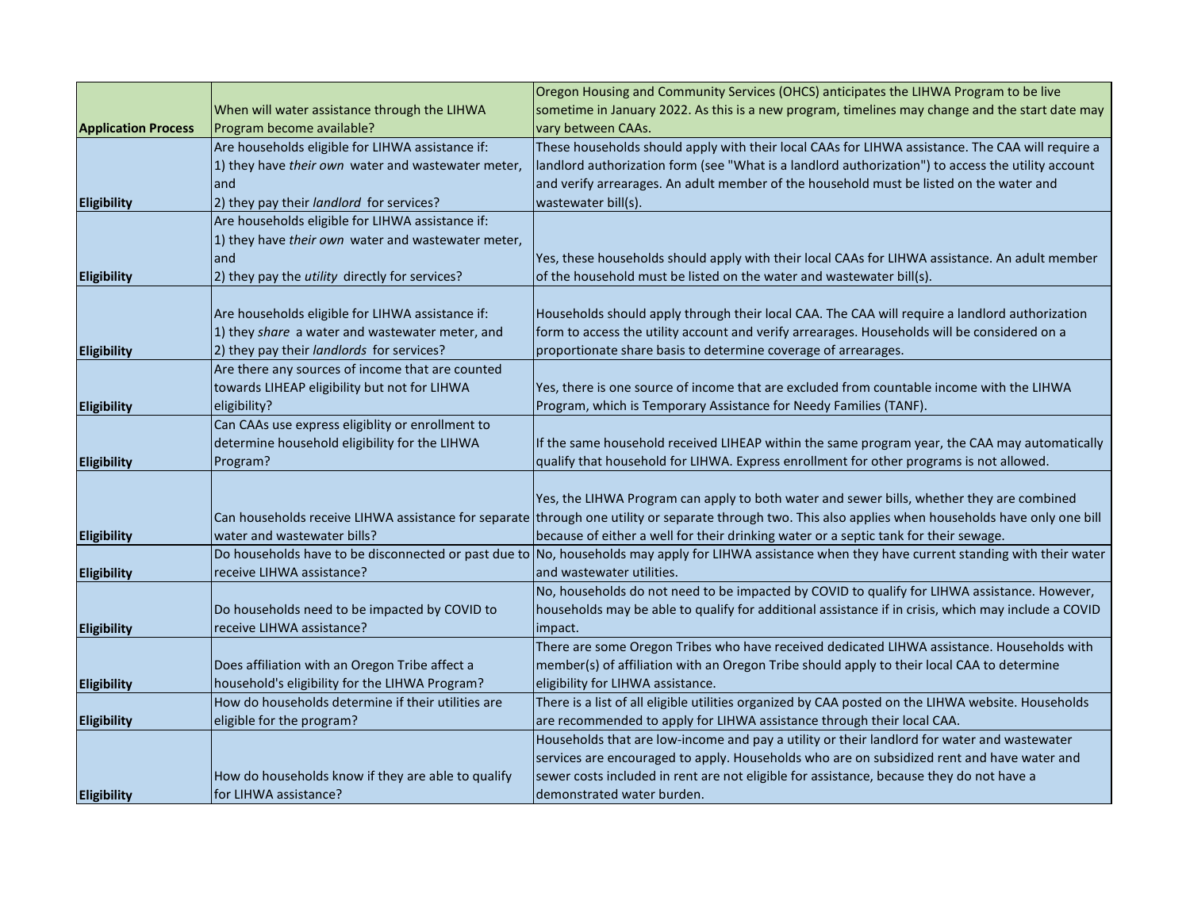| | | |
|---|---|---|
| **Application Process** | When will water assistance through the LIHWA Program become available? | Oregon Housing and Community Services (OHCS) anticipates the LIHWA Program to be live sometime in January 2022. As this is a new program, timelines may change and the start date may vary between CAAs. |
| **Eligibility** | Are households eligible for LIHWA assistance if:<br>1) they have *their own* water and wastewater meter, and<br>2) they pay their *landlord* for services? | These households should apply with their local CAAs for LIHWA assistance. The CAA will require a landlord authorization form (see "What is a landlord authorization") to access the utility account and verify arrearages. An adult member of the household must be listed on the water and wastewater bill(s). |
| **Eligibility** | Are households eligible for LIHWA assistance if:<br>1) they have *their own* water and wastewater meter, and<br>2) they pay the *utility* directly for services? | Yes, these households should apply with their local CAAs for LIHWA assistance. An adult member of the household must be listed on the water and wastewater bill(s). |
| **Eligibility** | Are households eligible for LIHWA assistance if:<br>1) they *share* a water and wastewater meter, and<br>2) they pay their *landlords* for services? | Households should apply through their local CAA. The CAA will require a landlord authorization form to access the utility account and verify arrearages. Households will be considered on a proportionate share basis to determine coverage of arrearages. |
| **Eligibility** | Are there any sources of income that are counted towards LIHEAP eligibility but not for LIHWA eligibility? | Yes, there is one source of income that are excluded from countable income with the LIHWA Program, which is Temporary Assistance for Needy Families (TANF). |
| **Eligibility** | Can CAAs use express eligiblity or enrollment to determine household eligibility for the LIHWA Program? | If the same household received LIHEAP within the same program year, the CAA may automatically qualify that household for LIHWA. Express enrollment for other programs is not allowed. |
| **Eligibility** | Can households receive LIHWA assistance for separate water and wastewater bills? | Yes, the LIHWA Program can apply to both water and sewer bills, whether they are combined through one utility or separate through two. This also applies when households have only one bill because of either a well for their drinking water or a septic tank for their sewage. |
| **Eligibility** | Do households have to be disconnected or past due to receive LIHWA assistance? | No, households may apply for LIHWA assistance when they have current standing with their water and wastewater utilities. |
| **Eligibility** | Do households need to be impacted by COVID to receive LIHWA assistance? | No, households do not need to be impacted by COVID to qualify for LIHWA assistance. However, households may be able to qualify for additional assistance if in crisis, which may include a COVID impact. |
| **Eligibility** | Does affiliation with an Oregon Tribe affect a household's eligibility for the LIHWA Program? | There are some Oregon Tribes who have received dedicated LIHWA assistance. Households with member(s) of affiliation with an Oregon Tribe should apply to their local CAA to determine eligibility for LIHWA assistance. |
| **Eligibility** | How do households determine if their utilities are eligible for the program? | There is a list of all eligible utilities organized by CAA posted on the LIHWA website. Households are recommended to apply for LIHWA assistance through their local CAA. |
| **Eligibility** | How do households know if they are able to qualify for LIHWA assistance? | Households that are low-income and pay a utility or their landlord for water and wastewater services are encouraged to apply. Households who are on subsidized rent and have water and sewer costs included in rent are not eligible for assistance, because they do not have a demonstrated water burden. |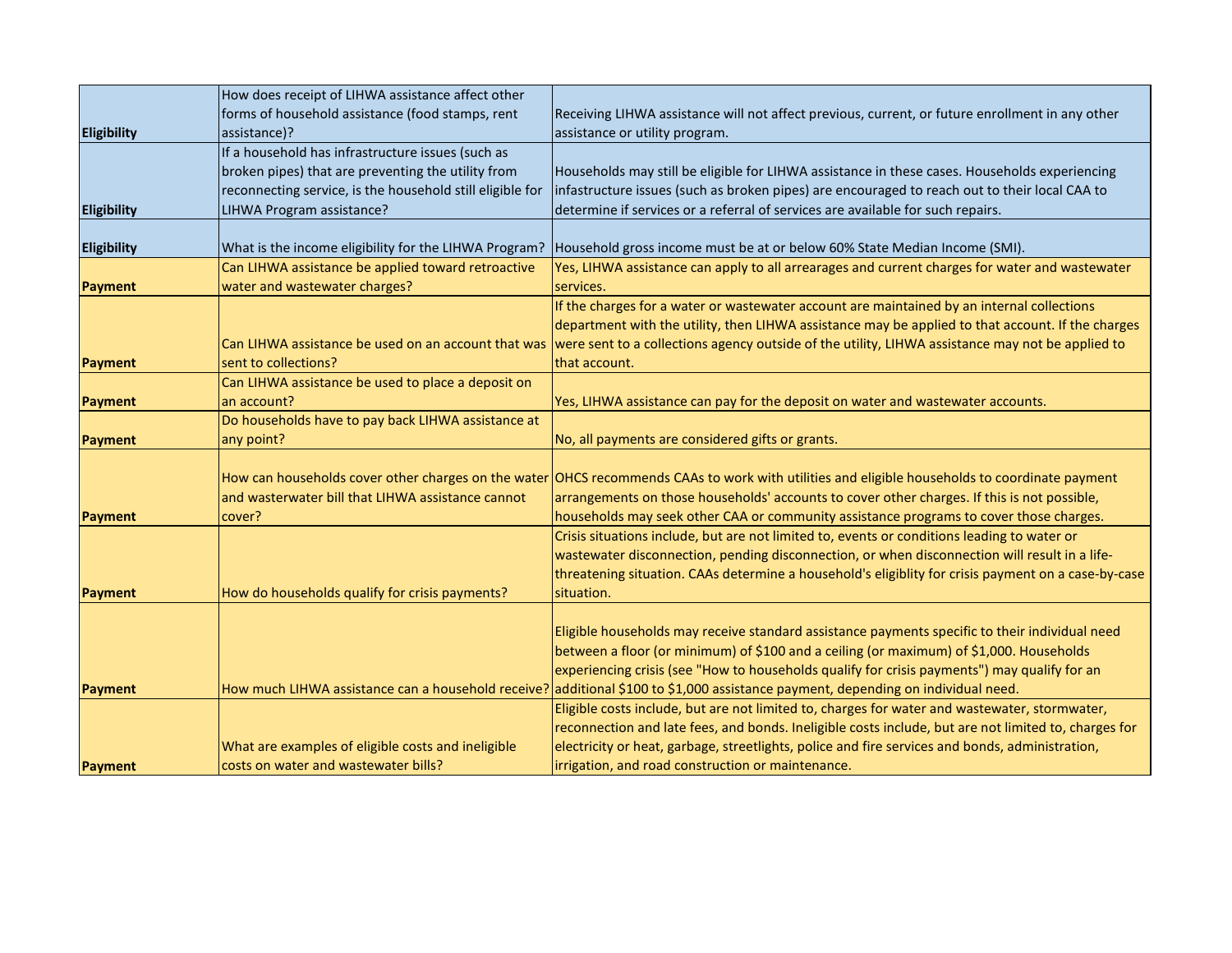| | | |
|---|---|---|
| **Eligibility** | How does receipt of LIHWA assistance affect other forms of household assistance (food stamps, rent assistance)? | Receiving LIHWA assistance will not affect previous, current, or future enrollment in any other assistance or utility program. |
| **Eligibility** | If a household has infrastructure issues (such as broken pipes) that are preventing the utility from reconnecting service, is the household still eligible for LIHWA Program assistance? | Households may still be eligible for LIHWA assistance in these cases. Households experiencing infastructure issues (such as broken pipes) are encouraged to reach out to their local CAA to determine if services or a referral of services are available for such repairs. |
| **Eligibility** | What is the income eligibility for the LIHWA Program? | Household gross income must be at or below 60% State Median Income (SMI). |
| **Payment** | Can LIHWA assistance be applied toward retroactive water and wastewater charges? | Yes, LIHWA assistance can apply to all arrearages and current charges for water and wastewater services. |
| **Payment** | Can LIHWA assistance be used on an account that was sent to collections? | If the charges for a water or wastewater account are maintained by an internal collections department with the utility, then LIHWA assistance may be applied to that account. If the charges were sent to a collections agency outside of the utility, LIHWA assistance may not be applied to that account. |
| **Payment** | Can LIHWA assistance be used to place a deposit on an account? | Yes, LIHWA assistance can pay for the deposit on water and wastewater accounts. |
| **Payment** | Do households have to pay back LIHWA assistance at any point? | No, all payments are considered gifts or grants. |
| **Payment** | How can households cover other charges on the water and wasterwater bill that LIHWA assistance cannot cover? | OHCS recommends CAAs to work with utilities and eligible households to coordinate payment arrangements on those households' accounts to cover other charges. If this is not possible, households may seek other CAA or community assistance programs to cover those charges. |
| **Payment** | How do households qualify for crisis payments? | Crisis situations include, but are not limited to, events or conditions leading to water or wastewater disconnection, pending disconnection, or when disconnection will result in a life-threatening situation. CAAs determine a household's eligiblity for crisis payment on a case-by-case situation. |
| **Payment** | How much LIHWA assistance can a household receive? | Eligible households may receive standard assistance payments specific to their individual need between a floor (or minimum) of $100 and a ceiling (or maximum) of $1,000. Households experiencing crisis (see "How to households qualify for crisis payments") may qualify for an additional $100 to $1,000 assistance payment, depending on individual need. |
| **Payment** | What are examples of eligible costs and ineligible costs on water and wastewater bills? | Eligible costs include, but are not limited to, charges for water and wastewater, stormwater, reconnection and late fees, and bonds. Ineligible costs include, but are not limited to, charges for electricity or heat, garbage, streetlights, police and fire services and bonds, administration, irrigation, and road construction or maintenance. |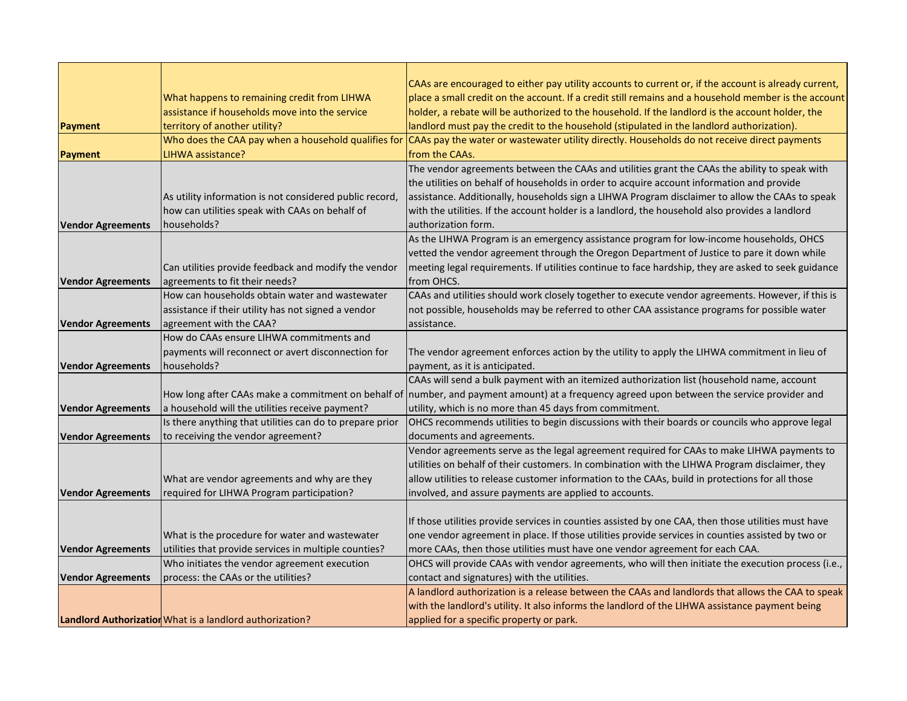| Payment | What happens to remaining credit from LIHWA assistance if households move into the service territory of another utility? | CAAs are encouraged to either pay utility accounts to current or, if the account is already current, place a small credit on the account. If a credit still remains and a household member is the account holder, a rebate will be authorized to the household. If the landlord is the account holder, the landlord must pay the credit to the household (stipulated in the landlord authorization). |
|---|---|---|
| Payment | Who does the CAA pay when a household qualifies for LIHWA assistance? | CAAs pay the water or wastewater utility directly. Households do not receive direct payments from the CAAs. |
| Vendor Agreements | As utility information is not considered public record, how can utilities speak with CAAs on behalf of households? | The vendor agreements between the CAAs and utilities grant the CAAs the ability to speak with the utilities on behalf of households in order to acquire account information and provide assistance. Additionally, households sign a LIHWA Program disclaimer to allow the CAAs to speak with the utilities. If the account holder is a landlord, the household also provides a landlord authorization form. |
| Vendor Agreements | Can utilities provide feedback and modify the vendor agreements to fit their needs? | As the LIHWA Program is an emergency assistance program for low-income households, OHCS vetted the vendor agreement through the Oregon Department of Justice to pare it down while meeting legal requirements. If utilities continue to face hardship, they are asked to seek guidance from OHCS. |
| Vendor Agreements | How can households obtain water and wastewater assistance if their utility has not signed a vendor agreement with the CAA? | CAAs and utilities should work closely together to execute vendor agreements. However, if this is not possible, households may be referred to other CAA assistance programs for possible water assistance. |
| Vendor Agreements | How do CAAs ensure LIHWA commitments and payments will reconnect or avert disconnection for households? | The vendor agreement enforces action by the utility to apply the LIHWA commitment in lieu of payment, as it is anticipated. |
| Vendor Agreements | How long after CAAs make a commitment on behalf of a household will the utilities receive payment? | CAAs will send a bulk payment with an itemized authorization list (household name, account number, and payment amount) at a frequency agreed upon between the service provider and utility, which is no more than 45 days from commitment. |
| Vendor Agreements | Is there anything that utilities can do to prepare prior to receiving the vendor agreement? | OHCS recommends utilities to begin discussions with their boards or councils who approve legal documents and agreements. |
| Vendor Agreements | What are vendor agreements and why are they required for LIHWA Program participation? | Vendor agreements serve as the legal agreement required for CAAs to make LIHWA payments to utilities on behalf of their customers. In combination with the LIHWA Program disclaimer, they allow utilities to release customer information to the CAAs, build in protections for all those involved, and assure payments are applied to accounts. |
| Vendor Agreements | What is the procedure for water and wastewater utilities that provide services in multiple counties? | If those utilities provide services in counties assisted by one CAA, then those utilities must have one vendor agreement in place. If those utilities provide services in counties assisted by two or more CAAs, then those utilities must have one vendor agreement for each CAA. |
| Vendor Agreements | Who initiates the vendor agreement execution process: the CAAs or the utilities? | OHCS will provide CAAs with vendor agreements, who will then initiate the execution process (i.e., contact and signatures) with the utilities. |
| Landlord Authorization | What is a landlord authorization? | A landlord authorization is a release between the CAAs and landlords that allows the CAA to speak with the landlord's utility. It also informs the landlord of the LIHWA assistance payment being applied for a specific property or park. |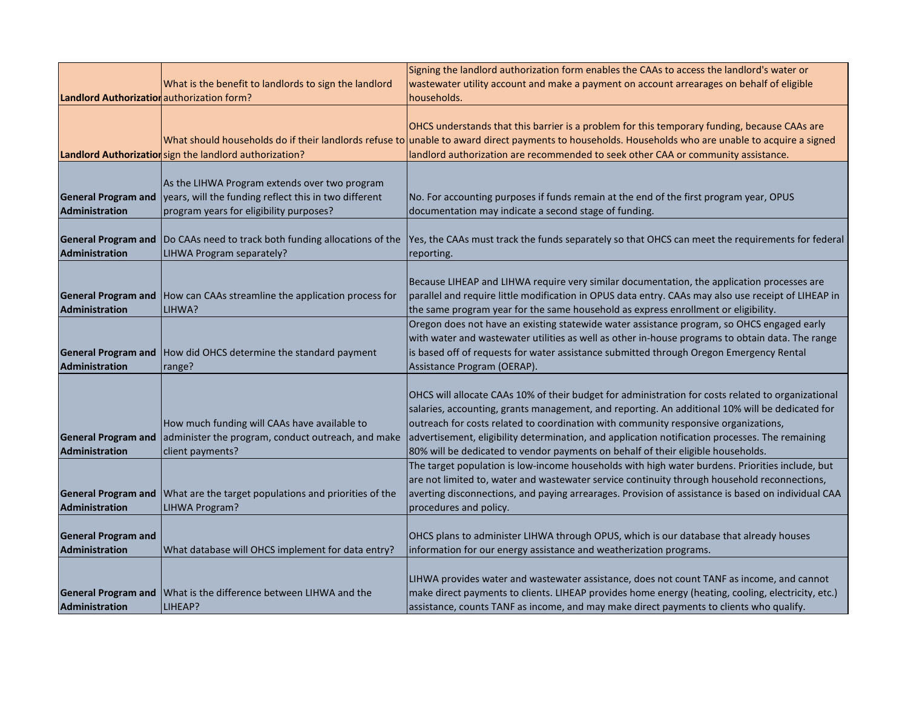| | | |
|---|---|---|
| **Landlord Authorization** | What is the benefit to landlords to sign the landlord authorization form? | Signing the landlord authorization form enables the CAAs to access the landlord's water or wastewater utility account and make a payment on account arrearages on behalf of eligible households. |
| **Landlord Authorization** | What should households do if their landlords refuse to sign the landlord authorization? | OHCS understands that this barrier is a problem for this temporary funding, because CAAs are unable to award direct payments to households. Households who are unable to acquire a signed landlord authorization are recommended to seek other CAA or community assistance. |
| **General Program and Administration** | As the LIHWA Program extends over two program years, will the funding reflect this in two different program years for eligibility purposes? | No. For accounting purposes if funds remain at the end of the first program year, OPUS documentation may indicate a second stage of funding. |
| **General Program and Administration** | Do CAAs need to track both funding allocations of the LIHWA Program separately? | Yes, the CAAs must track the funds separately so that OHCS can meet the requirements for federal reporting. |
| **General Program and Administration** | How can CAAs streamline the application process for LIHWA? | Because LIHEAP and LIHWA require very similar documentation, the application processes are parallel and require little modification in OPUS data entry. CAAs may also use receipt of LIHEAP in the same program year for the same household as express enrollment or eligibility. |
| **General Program and Administration** | How did OHCS determine the standard payment range? | Oregon does not have an existing statewide water assistance program, so OHCS engaged early with water and wastewater utilities as well as other in-house programs to obtain data. The range is based off of requests for water assistance submitted through Oregon Emergency Rental Assistance Program (OERAP). |
| **General Program and Administration** | How much funding will CAAs have available to administer the program, conduct outreach, and make client payments? | OHCS will allocate CAAs 10% of their budget for administration for costs related to organizational salaries, accounting, grants management, and reporting. An additional 10% will be dedicated for outreach for costs related to coordination with community responsive organizations, advertisement, eligibility determination, and application notification processes. The remaining 80% will be dedicated to vendor payments on behalf of their eligible households. |
| **General Program and Administration** | What are the target populations and priorities of the LIHWA Program? | The target population is low-income households with high water burdens. Priorities include, but are not limited to, water and wastewater service continuity through household reconnections, averting disconnections, and paying arrearages. Provision of assistance is based on individual CAA procedures and policy. |
| **General Program and Administration** | What database will OHCS implement for data entry? | OHCS plans to administer LIHWA through OPUS, which is our database that already houses information for our energy assistance and weatherization programs. |
| **General Program and Administration** | What is the difference between LIHWA and the LIHEAP? | LIHWA provides water and wastewater assistance, does not count TANF as income, and cannot make direct payments to clients. LIHEAP provides home energy (heating, cooling, electricity, etc.) assistance, counts TANF as income, and may make direct payments to clients who qualify. |